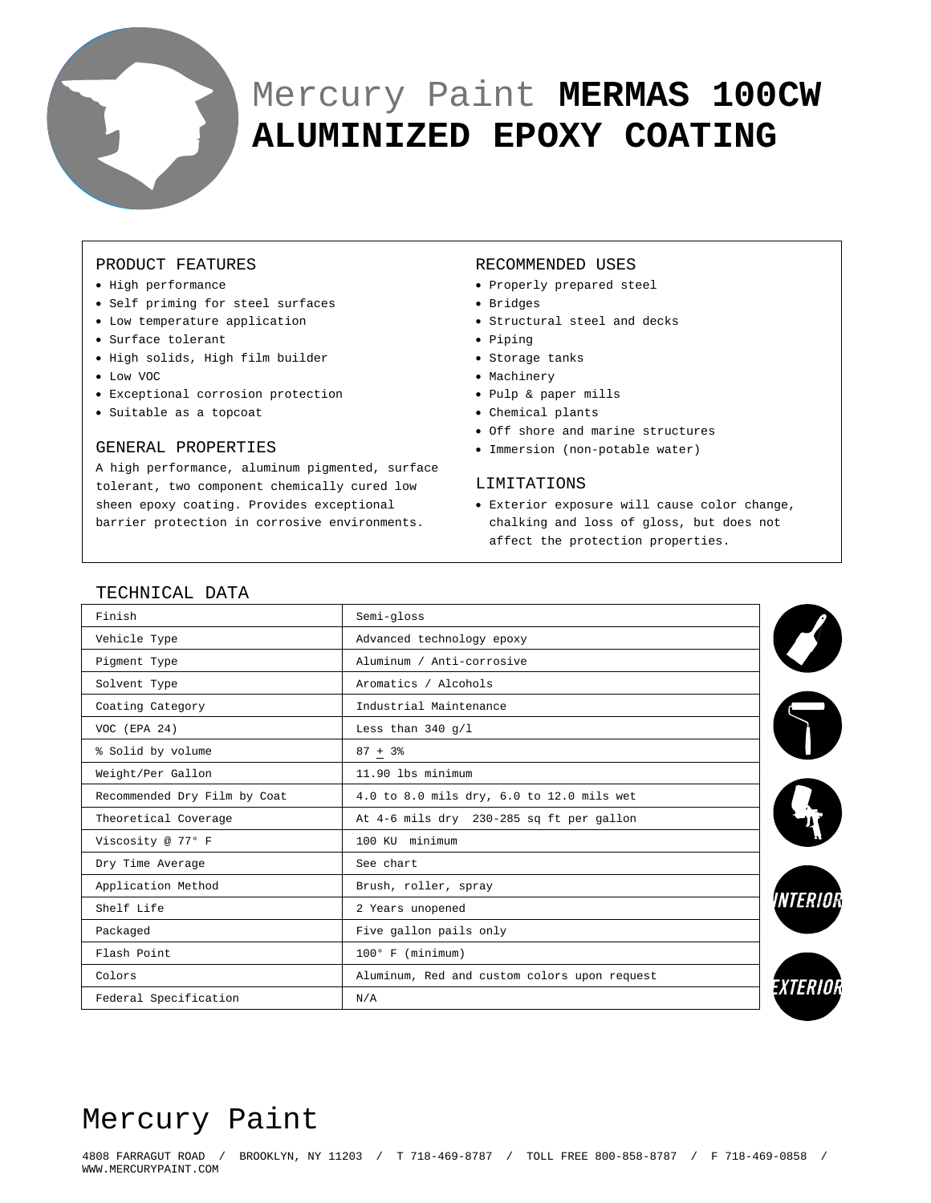# Mercury Paint **MERMAS 100CW ALUMINIZED EPOXY COATING**

## PRODUCT FEATURES

- High performance
- Self priming for steel surfaces
- Low temperature application
- Surface tolerant
- High solids, High film builder
- Low VOC
- Exceptional corrosion protection
- Suitable as a topcoat

## GENERAL PROPERTIES

A high performance, aluminum pigmented, surface tolerant, two component chemically cured low sheen epoxy coating. Provides exceptional barrier protection in corrosive environments.

## RECOMMENDED USES

- Properly prepared steel
- Bridges
- Structural steel and decks
- Piping
- Storage tanks
- Machinery
- Pulp & paper mills
- Chemical plants
- Off shore and marine structures
- Immersion (non-potable water)

## LIMITATIONS

- Exterior exposure will cause color change, chalking and loss of gloss, but does not affect the protection properties.

## TECHNICAL DATA

| | |
|---|---|
| Finish | Semi-gloss |
| Vehicle Type | Advanced technology epoxy |
| Pigment Type | Aluminum / Anti-corrosive |
| Solvent Type | Aromatics / Alcohols |
| Coating Category | Industrial Maintenance |
| VOC (EPA 24) | Less than 340 g/l |
| % Solid by volume | 87 ± 3% |
| Weight/Per Gallon | 11.90 lbs minimum |
| Recommended Dry Film by Coat | 4.0 to 8.0 mils dry, 6.0 to 12.0 mils wet |
| Theoretical Coverage | At 4-6 mils dry 230-285 sq ft per gallon |
| Viscosity @ 77° F | 100 KU minimum |
| Dry Time Average | See chart |
| Application Method | Brush, roller, spray |
| Shelf Life | 2 Years unopened |
| Packaged | Five gallon pails only |
| Flash Point | 100° F (minimum) |
| Colors | Aluminum, Red and custom colors upon request |
| Federal Specification | N/A |

INTERIOR

EXTERIOR

Mercury Paint

4808 FARRAGUT ROAD / BROOKLYN, NY 11203 / T 718-469-8787 / TOLL FREE 800-858-8787 / F 718-469-0858 / WWW.MERCURYPAINT.COM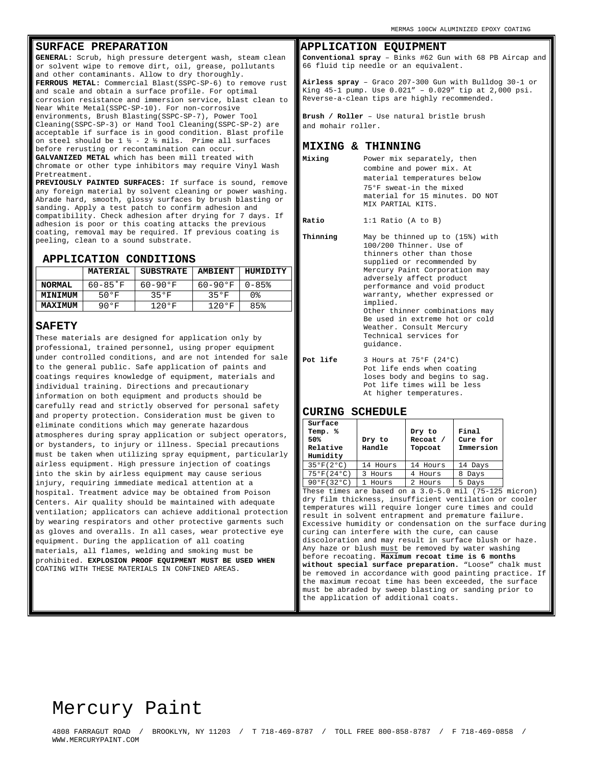## SURFACE PREPARATION

**GENERAL:** Scrub, high pressure detergent wash, steam clean or solvent wipe to remove dirt, oil, grease, pollutants and other contaminants. Allow to dry thoroughly.
**FERROUS METAL:** Commercial Blast(SSPC-SP-6) to remove rust and scale and obtain a surface profile. For optimal corrosion resistance and immersion service, blast clean to Near White Metal(SSPC-SP-10). For non-corrosive environments, Brush Blasting(SSPC-SP-7), Power Tool Cleaning(SSPC-SP-3) or Hand Tool Cleaning(SSPC-SP-2) are acceptable if surface is in good condition. Blast profile on steel should be 1 ½ - 2 ½ mils. Prime all surfaces before rerusting or recontamination can occur.
**GALVANIZED METAL** which has been mill treated with chromate or other type inhibitors may require Vinyl Wash Pretreatment.
**PREVIOUSLY PAINTED SURFACES:** If surface is sound, remove any foreign material by solvent cleaning or power washing. Abrade hard, smooth, glossy surfaces by brush blasting or sanding. Apply a test patch to confirm adhesion and compatibility. Check adhesion after drying for 7 days. If adhesion is poor or this coating attacks the previous coating, removal may be required. If previous coating is peeling, clean to a sound substrate.

## APPLICATION CONDITIONS

| | MATERIAL | SUBSTRATE | AMBIENT | HUMIDITY |
|---|---|---|---|---|
| **NORMAL** | 60-85˚F | 60-90°F | 60-90°F | 0-85% |
| **MINIMUM** | 50°F | 35°F | 35°F | 0% |
| **MAXIMUM** | 90°F | 120°F | 120°F | 85% |

## SAFETY

These materials are designed for application only by professional, trained personnel, using proper equipment under controlled conditions, and are not intended for sale to the general public. Safe application of paints and coatings requires knowledge of equipment, materials and individual training. Directions and precautionary information on both equipment and products should be carefully read and strictly observed for personal safety and property protection. Consideration must be given to eliminate conditions which may generate hazardous atmospheres during spray application or subject operators, or bystanders, to injury or illness. Special precautions must be taken when utilizing spray equipment, particularly airless equipment. High pressure injection of coatings into the skin by airless equipment may cause serious injury, requiring immediate medical attention at a hospital. Treatment advice may be obtained from Poison Centers. Air quality should be maintained with adequate ventilation; applicators can achieve additional protection by wearing respirators and other protective garments such as gloves and overalls. In all cases, wear protective eye equipment. During the application of all coating materials, all flames, welding and smoking must be prohibited. **EXPLOSION PROOF EQUIPMENT MUST BE USED WHEN** COATING WITH THESE MATERIALS IN CONFINED AREAS.

## APPLICATION EQUIPMENT

**Conventional spray** – Binks #62 Gun with 68 PB Aircap and 66 fluid tip needle or an equivalent.

**Airless spray** – Graco 207-300 Gun with Bulldog 30-1 or King 45-1 pump. Use 0.021" – 0.029" tip at 2,000 psi. Reverse-a-clean tips are highly recommended.

**Brush / Roller** – Use natural bristle brush and mohair roller.

## MIXING & THINNING

**Mixing** — Power mix separately, then combine and power mix. At material temperatures below 75°F sweat-in the mixed material for 15 minutes. DO NOT MIX PARTIAL KITS.

**Ratio** — 1:1 Ratio (A to B)

**Thinning** — May be thinned up to (15%) with 100/200 Thinner. Use of thinners other than those supplied or recommended by Mercury Paint Corporation may adversely affect product performance and void product warranty, whether expressed or implied.
Other thinner combinations may Be used in extreme hot or cold Weather. Consult Mercury Technical services for guidance.

**Pot life** — 3 Hours at 75°F (24°C)
Pot life ends when coating loses body and begins to sag. Pot life times will be less At higher temperatures.

## CURING SCHEDULE

| Surface Temp. % 50% Relative Humidity | Dry to Handle | Dry to Recoat / Topcoat | Final Cure for Immersion |
|---|---|---|---|
| 35°F(2°C) | 14 Hours | 14 Hours | 14 Days |
| 75°F(24°C) | 3 Hours | 4 Hours | 8 Days |
| 90°F(32°C) | 1 Hours | 2 Hours | 5 Days |

These times are based on a 3.0-5.0 mil (75-125 micron) dry film thickness, insufficient ventilation or cooler temperatures will require longer cure times and could result in solvent entrapment and premature failure. Excessive humidity or condensation on the surface during curing can interfere with the cure, can cause discoloration and may result in surface blush or haze. Any haze or blush must be removed by water washing before recoating. **Maximum recoat time is 6 months without special surface preparation.** "Loose" chalk must be removed in accordance with good painting practice. If the maximum recoat time has been exceeded, the surface must be abraded by sweep blasting or sanding prior to the application of additional coats.

Mercury Paint

4808 FARRAGUT ROAD / BROOKLYN, NY 11203 / T 718-469-8787 / TOLL FREE 800-858-8787 / F 718-469-0858 / WWW.MERCURYPAINT.COM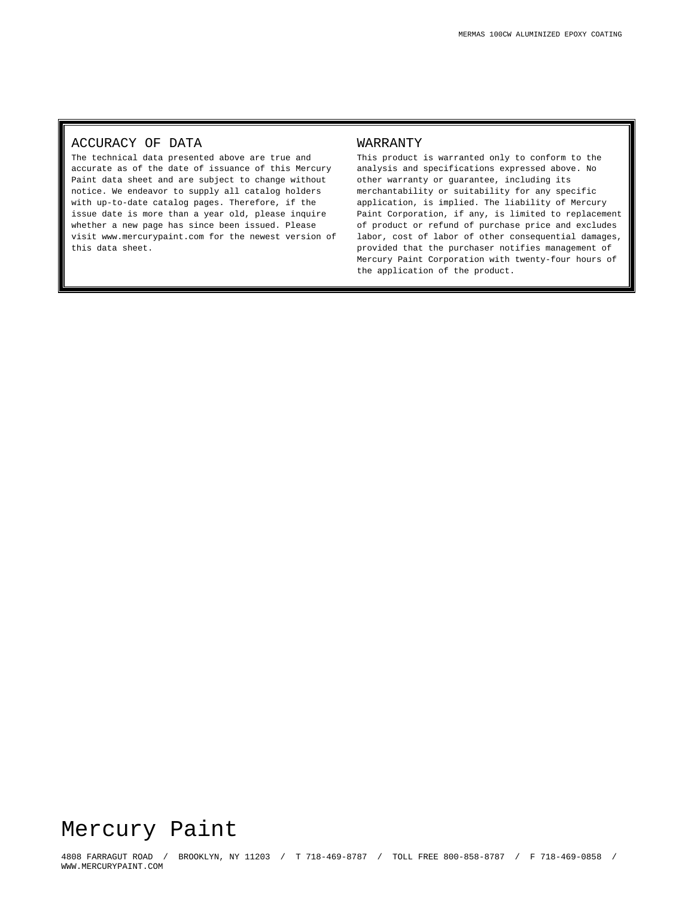## ACCURACY OF DATA

The technical data presented above are true and accurate as of the date of issuance of this Mercury Paint data sheet and are subject to change without notice. We endeavor to supply all catalog holders with up-to-date catalog pages. Therefore, if the issue date is more than a year old, please inquire whether a new page has since been issued. Please visit www.mercurypaint.com for the newest version of this data sheet.

## WARRANTY

This product is warranted only to conform to the analysis and specifications expressed above. No other warranty or guarantee, including its merchantability or suitability for any specific application, is implied. The liability of Mercury Paint Corporation, if any, is limited to replacement of product or refund of purchase price and excludes labor, cost of labor of other consequential damages, provided that the purchaser notifies management of Mercury Paint Corporation with twenty-four hours of the application of the product.

# Mercury Paint

4808 FARRAGUT ROAD / BROOKLYN, NY 11203 / T 718-469-8787 / TOLL FREE 800-858-8787 / F 718-469-0858 / WWW.MERCURYPAINT.COM